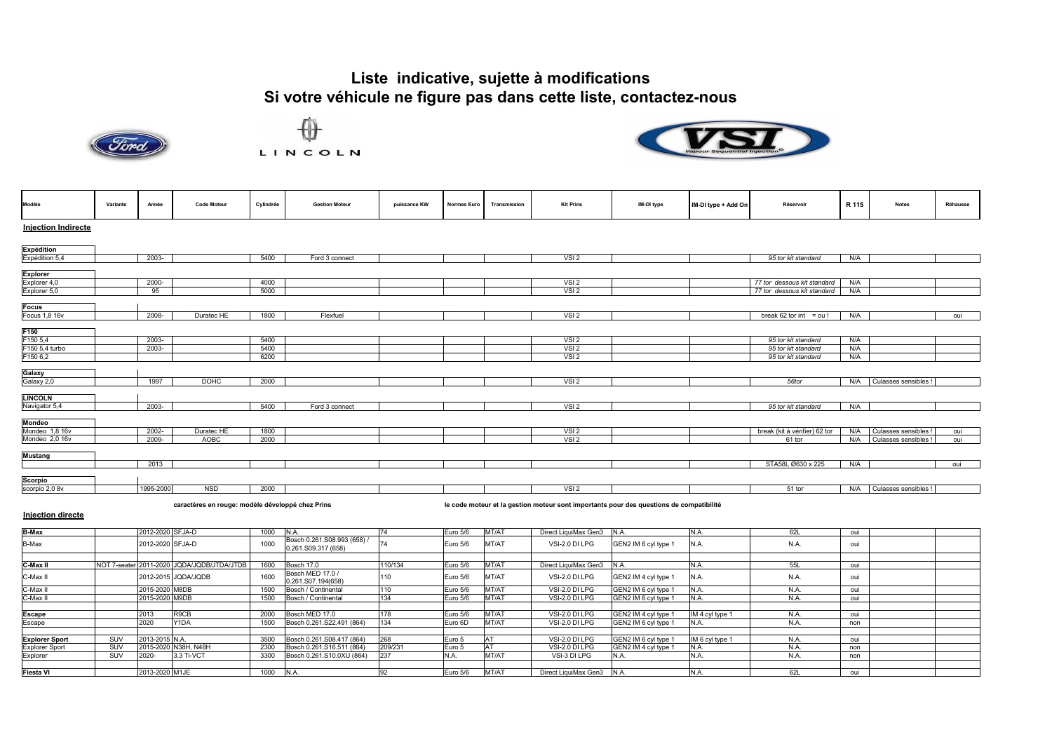# Liste indicative, sujette à modifications
# Si votre véhicule ne figure pas dans cette liste, contactez-nous

| Modèle | Variante | Année | Code Moteur | Cylindrée | Gestion Moteur | puissance KW | Normes Euro | Transmission | Kit Prins | IM-DI type | IM-DI type + Add On | Réservoir | R 115 | Notes | Réhausse |
|---|---|---|---|---|---|---|---|---|---|---|---|---|---|---|---|
| **Injection Indirecte** | | | | | | | | | | | | | | | |
| **Expédition** | | | | | | | | | | | | | | | |
| Expédition 5,4 | | 2003- | | 5400 | Ford 3 connect | | | | VSI 2 | | | 95 tor kit standard | N/A | | |
| **Explorer** | | | | | | | | | | | | | | | |
| Explorer 4,0 | | 2000- | | 4000 | | | | | VSI 2 | | | 77 tor dessous kit standard | N/A | | |
| Explorer 5,0 | | 95 | | 5000 | | | | | VSI 2 | | | 77 tor dessous kit standard | N/A | | |
| **Focus** | | | | | | | | | | | | | | | |
| Focus 1,8 16v | | 2008- | Duratec HE | 1800 | Flexfuel | | | | VSI 2 | | | break 62 tor int = ou ! | N/A | | oui |
| **F150** | | | | | | | | | | | | | | | |
| F150 5,4 | | 2003- | | 5400 | | | | | VSI 2 | | | 95 tor kit standard | N/A | | |
| F150 5,4 turbo | | 2003- | | 5400 | | | | | VSI 2 | | | 95 tor kit standard | N/A | | |
| F150 6,2 | | | | 6200 | | | | | VSI 2 | | | 95 tor kit standard | N/A | | |
| **Galaxy** | | | | | | | | | | | | | | | |
| Galaxy 2,0 | | 1997 | DOHC | 2000 | | | | | VSI 2 | | | 56tor | N/A | Culasses sensibles ! | |
| **LINCOLN** | | | | | | | | | | | | | | | |
| Navigator 5,4 | | 2003- | | 5400 | Ford 3 connect | | | | VSI 2 | | | 95 tor kit standard | N/A | | |
| **Mondeo** | | | | | | | | | | | | | | | |
| Mondeo 1,8 16v | | 2002- | Duratec HE | 1800 | | | | | VSI 2 | | | break (kit à vérifier) 62 tor | N/A | Culasses sensibles ! | oui |
| Mondeo 2,0 16v | | 2009- | AOBC | 2000 | | | | | VSI 2 | | | 61 tor | N/A | Culasses sensibles ! | oui |
| **Mustang** | | | | | | | | | | | | | | | |
| | | 2013 | | | | | | | | | | STA58L Ø630 x 225 | N/A | | oui |
| **Scorpio** | | | | | | | | | | | | | | | |
| scorpio 2,0 8v | | 1995-2000 | NSD | 2000 | | | | | VSI 2 | | | 51 tor | N/A | Culasses sensibles ! | |

caractères en rouge: modèle développé chez Prins

le code moteur et la gestion moteur sont importants pour des questions de compatibilité

| Modèle | Variante | Année | Code Moteur | Cylindrée | Gestion Moteur | puissance KW | Normes Euro | Transmission | Kit Prins | IM-DI type | IM-DI type + Add On | Réservoir | R 115 | Notes | Réhausse |
|---|---|---|---|---|---|---|---|---|---|---|---|---|---|---|---|
| **Injection directe** | | | | | | | | | | | | | | | |
| **B-Max** | | 2012-2020 | SFJA-D | 1000 | N.A. | 74 | Euro 5/6 | MT/AT | Direct LiquiMax Gen3 | N.A. | N.A. | 62L | oui | | |
| B-Max | | 2012-2020 | SFJA-D | 1000 | Bosch 0.261.S08.993 (658) / 0.261.S09.317 (658) | 74 | Euro 5/6 | MT/AT | VSI-2.0 DI LPG | GEN2 IM 6 cyl type 1 | N.A. | N.A. | oui | | |
| **C-Max II** | NOT 7-seater | 2011-2020 | JQDA/JQDB/JTDA/JTDB | 1600 | Bosch 17.0 | 110/134 | Euro 5/6 | MT/AT | Direct LiquiMax Gen3 | N.A. | N.A. | 55L | oui | | |
| C-Max II | | 2012-2015 | JQDA/JQDB | 1600 | Bosch MED 17.0 / 0.261.S07.194(658) | 110 | Euro 5/6 | MT/AT | VSI-2.0 DI LPG | GEN2 IM 4 cyl type 1 | N.A. | N.A. | oui | | |
| C-Max II | | 2015-2020 | M8DB | 1500 | Bosch / Continental | 110 | Euro 5/6 | MT/AT | VSI-2.0 DI LPG | GEN2 IM 6 cyl type 1 | N.A. | N.A. | oui | | |
| C-Max II | | 2015-2020 | M9DB | 1500 | Bosch / Continental | 134 | Euro 5/6 | MT/AT | VSI-2.0 DI LPG | GEN2 IM 6 cyl type 1 | N.A. | N.A. | oui | | |
| **Escape** | | 2013 | R9CB | 2000 | Bosch MED 17.0 | 178 | Euro 5/6 | MT/AT | VSI-2.0 DI LPG | GEN2 IM 4 cyl type 1 | IM 4 cyl type 1 | N.A. | oui | | |
| Escape | | 2020 | Y1DA | 1500 | Bosch 0.261.S22.491 (864) | 134 | Euro 6D | MT/AT | VSI-2.0 DI LPG | GEN2 IM 6 cyl type 1 | N.A. | N.A. | non | | |
| **Explorer Sport** | SUV | 2013-2015 | N.A. | 3500 | Bosch 0.261.S08.417 (864) | 268 | Euro 5 | AT | VSI-2.0 DI LPG | GEN2 IM 6 cyl type 1 | IM 6 cyl type 1 | N.A. | oui | | |
| Explorer Sport | SUV | 2015-2020 | N38H, N48H | 2300 | Bosch 0.261.S16.511 (864) | 209/231 | Euro 5 | AT | VSI-2.0 DI LPG | GEN2 IM 4 cyl type 1 | N.A. | N.A. | non | | |
| Explorer | SUV | 2020- | 3.3 Ti-VCT | 3300 | Bosch 0.261.S10.0XU (864) | 237 | N.A. | MT/AT | VSI-3 DI LPG | N.A. | N.A. | N.A. | non | | |
| **Fiesta VI** | | 2013-2020 | M1JE | 1000 | N.A. | 92 | Euro 5/6 | MT/AT | Direct LiquiMax Gen3 | N.A. | N.A. | 62L | oui | | |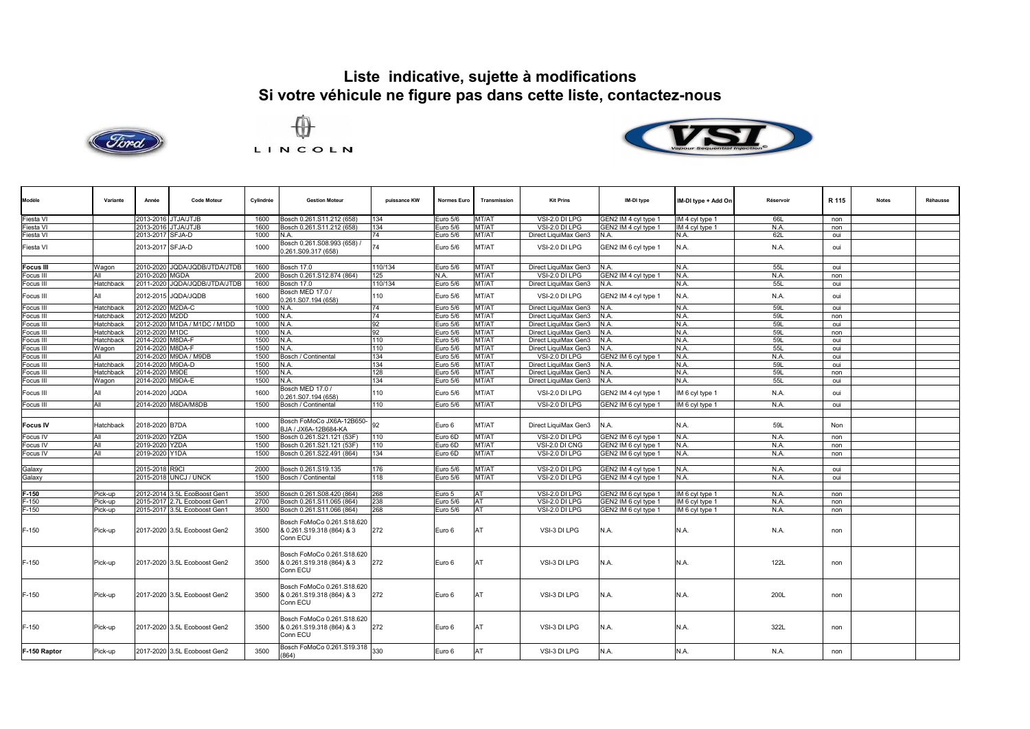# Liste indicative, sujette à modifications
# Si votre véhicule ne figure pas dans cette liste, contactez-nous

| Modèle | Variante | Année | Code Moteur | Cylindrée | Gestion Moteur | puissance KW | Normes Euro | Transmission | Kit Prins | IM-DI type | IM-DI type + Add On | Réservoir | R 115 | Notes | Réhausse |
|---|---|---|---|---|---|---|---|---|---|---|---|---|---|---|---|
| Fiesta VI | | 2013-2016 | JTJA/JTJB | 1600 | Bosch 0.261.S11.212 (658) | 134 | Euro 5/6 | MT/AT | VSI-2.0 DI LPG | GEN2 IM 4 cyl type 1 | IM 4 cyl type 1 | 66L | non | | |
| Fiesta VI | | 2013-2016 | JTJA/JTJB | 1600 | Bosch 0.261.S11.212 (658) | 134 | Euro 5/6 | MT/AT | VSI-2.0 DI LPG | GEN2 IM 4 cyl type 1 | IM 4 cyl type 1 | N.A. | non | | |
| Fiesta VI | | 2013-2017 | SFJA-D | 1000 | N.A. | 74 | Euro 5/6 | MT/AT | Direct LiquiMax Gen3 | N.A. | N.A. | 62L | oui | | |
| Fiesta VI | | 2013-2017 | SFJA-D | 1000 | Bosch 0.261.S08.993 (658) / 0.261.S09.317 (658) | 74 | Euro 5/6 | MT/AT | VSI-2.0 DI LPG | GEN2 IM 6 cyl type 1 | N.A. | N.A. | oui | | |
| | | | | | | | | | | | | | | | |
| **Focus III** | Wagon | 2010-2020 | JQDA/JQDB/JTDA/JTDB | 1600 | Bosch 17.0 | 110/134 | Euro 5/6 | MT/AT | Direct LiquiMax Gen3 | N.A. | N.A. | 55L | oui | | |
| Focus III | All | 2010-2020 | MGDA | 2000 | Bosch 0.261.S12.874 (864) | 125 | N.A. | MT/AT | VSI-2.0 DI LPG | GEN2 IM 4 cyl type 1 | N.A. | N.A. | non | | |
| Focus III | Hatchback | 2011-2020 | JQDA/JQDB/JTDA/JTDB | 1600 | Bosch 17.0 | 110/134 | Euro 5/6 | MT/AT | Direct LiquiMax Gen3 | N.A. | N.A. | 55L | oui | | |
| Focus III | All | 2012-2015 | JQDA/JQDB | 1600 | Bosch MED 17.0 / 0.261.S07.194 (658) | 110 | Euro 5/6 | MT/AT | VSI-2.0 DI LPG | GEN2 IM 4 cyl type 1 | N.A. | N.A. | oui | | |
| Focus III | Hatchback | 2012-2020 | M2DA-C | 1000 | N.A. | 74 | Euro 5/6 | MT/AT | Direct LiquiMax Gen3 | N.A. | N.A. | 59L | oui | | |
| Focus III | Hatchback | 2012-2020 | M2DD | 1000 | N.A. | 74 | Euro 5/6 | MT/AT | Direct LiquiMax Gen3 | N.A. | N.A. | 59L | non | | |
| Focus III | Hatchback | 2012-2020 | M1DA / M1DC / M1DD | 1000 | N.A. | 92 | Euro 5/6 | MT/AT | Direct LiquiMax Gen3 | N.A. | N.A. | 59L | oui | | |
| Focus III | Hatchback | 2012-2020 | M1DC | 1000 | N.A. | 92 | Euro 5/6 | MT/AT | Direct LiquiMax Gen3 | N.A. | N.A. | 59L | non | | |
| Focus III | Hatchback | 2014-2020 | M8DA-F | 1500 | N.A. | 110 | Euro 5/6 | MT/AT | Direct LiquiMax Gen3 | N.A. | N.A. | 59L | oui | | |
| Focus III | Wagon | 2014-2020 | M8DA-F | 1500 | N.A. | 110 | Euro 5/6 | MT/AT | Direct LiquiMax Gen3 | N.A. | N.A. | 55L | oui | | |
| Focus III | All | 2014-2020 | M9DA / M9DB | 1500 | Bosch / Continental | 134 | Euro 5/6 | MT/AT | VSI-2.0 DI LPG | GEN2 IM 6 cyl type 1 | N.A. | N.A. | oui | | |
| Focus III | Hatchback | 2014-2020 | M9DA-D | 1500 | N.A. | 134 | Euro 5/6 | MT/AT | Direct LiquiMax Gen3 | N.A. | N.A. | 59L | oui | | |
| Focus III | Hatchback | 2014-2020 | M9DE | 1500 | N.A. | 128 | Euro 5/6 | MT/AT | Direct LiquiMax Gen3 | N.A. | N.A. | 59L | non | | |
| Focus III | Wagon | 2014-2020 | M9DA-E | 1500 | N.A. | 134 | Euro 5/6 | MT/AT | Direct LiquiMax Gen3 | N.A. | N.A. | 55L | oui | | |
| Focus III | All | 2014-2020 | JQDA | 1600 | Bosch MED 17.0 / 0.261.S07.194 (658) | 110 | Euro 5/6 | MT/AT | VSI-2.0 DI LPG | GEN2 IM 4 cyl type 1 | IM 6 cyl type 1 | N.A. | oui | | |
| Focus III | All | 2014-2020 | M8DA/M8DB | 1500 | Bosch / Continental | 110 | Euro 5/6 | MT/AT | VSI-2.0 DI LPG | GEN2 IM 6 cyl type 1 | IM 6 cyl type 1 | N.A. | oui | | |
| | | | | | | | | | | | | | | | |
| **Focus IV** | Hatchback | 2018-2020 | B7DA | 1000 | Bosch FoMoCo JX6A-12B650-BJA / JX6A-12B684-KA | 92 | Euro 6 | MT/AT | Direct LiquiMax Gen3 | N.A. | N.A. | 59L | Non | | |
| Focus IV | All | 2019-2020 | YZDA | 1500 | Bosch 0.261.S21.121 (53F) | 110 | Euro 6D | MT/AT | VSI-2.0 DI LPG | GEN2 IM 6 cyl type 1 | N.A. | N.A. | non | | |
| Focus IV | All | 2019-2020 | YZDA | 1500 | Bosch 0.261.S21.121 (53F) | 110 | Euro 6D | MT/AT | VSI-2.0 DI CNG | GEN2 IM 6 cyl type 1 | N.A. | N.A. | non | | |
| Focus IV | All | 2019-2020 | Y1DA | 1500 | Bosch 0.261.S22.491 (864) | 134 | Euro 6D | MT/AT | VSI-2.0 DI LPG | GEN2 IM 6 cyl type 1 | N.A. | N.A. | non | | |
| | | | | | | | | | | | | | | | |
| Galaxy | | 2015-2018 | R9CI | 2000 | Bosch 0.261.S19.135 | 176 | Euro 5/6 | MT/AT | VSI-2.0 DI LPG | GEN2 IM 4 cyl type 1 | N.A. | N.A. | oui | | |
| Galaxy | | 2015-2018 | UNCJ / UNCK | 1500 | Bosch / Continental | 118 | Euro 5/6 | MT/AT | VSI-2.0 DI LPG | GEN2 IM 4 cyl type 1 | N.A. | N.A. | oui | | |
| | | | | | | | | | | | | | | | |
| **F-150** | Pick-up | 2012-2014 | 3.5L EcoBoost Gen1 | 3500 | Bosch 0.261.S08.420 (864) | 268 | Euro 5 | AT | VSI-2.0 DI LPG | GEN2 IM 6 cyl type 1 | IM 6 cyl type 1 | N.A. | non | | |
| F-150 | Pick-up | 2015-2017 | 2.7L Ecoboost Gen1 | 2700 | Bosch 0.261.S11.065 (864) | 238 | Euro 5/6 | AT | VSI-2.0 DI LPG | GEN2 IM 6 cyl type 1 | IM 6 cyl type 1 | N.A. | non | | |
| F-150 | Pick-up | 2015-2017 | 3.5L Ecoboost Gen1 | 3500 | Bosch 0.261.S11.066 (864) | 268 | Euro 5/6 | AT | VSI-2.0 DI LPG | GEN2 IM 6 cyl type 1 | IM 6 cyl type 1 | N.A. | non | | |
| F-150 | Pick-up | 2017-2020 | 3.5L Ecoboost Gen2 | 3500 | Bosch FoMoCo 0.261.S18.620 & 0.261.S19.318 (864) & 3 Conn ECU | 272 | Euro 6 | AT | VSI-3 DI LPG | N.A. | N.A. | N.A. | non | | |
| F-150 | Pick-up | 2017-2020 | 3.5L Ecoboost Gen2 | 3500 | Bosch FoMoCo 0.261.S18.620 & 0.261.S19.318 (864) & 3 Conn ECU | 272 | Euro 6 | AT | VSI-3 DI LPG | N.A. | N.A. | 122L | non | | |
| F-150 | Pick-up | 2017-2020 | 3.5L Ecoboost Gen2 | 3500 | Bosch FoMoCo 0.261.S18.620 & 0.261.S19.318 (864) & 3 Conn ECU | 272 | Euro 6 | AT | VSI-3 DI LPG | N.A. | N.A. | 200L | non | | |
| F-150 | Pick-up | 2017-2020 | 3.5L Ecoboost Gen2 | 3500 | Bosch FoMoCo 0.261.S18.620 & 0.261.S19.318 (864) & 3 Conn ECU | 272 | Euro 6 | AT | VSI-3 DI LPG | N.A. | N.A. | 322L | non | | |
| **F-150 Raptor** | Pick-up | 2017-2020 | 3.5L Ecoboost Gen2 | 3500 | Bosch FoMoCo 0.261.S19.318 (864) | 330 | Euro 6 | AT | VSI-3 DI LPG | N.A. | N.A. | N.A. | non | | |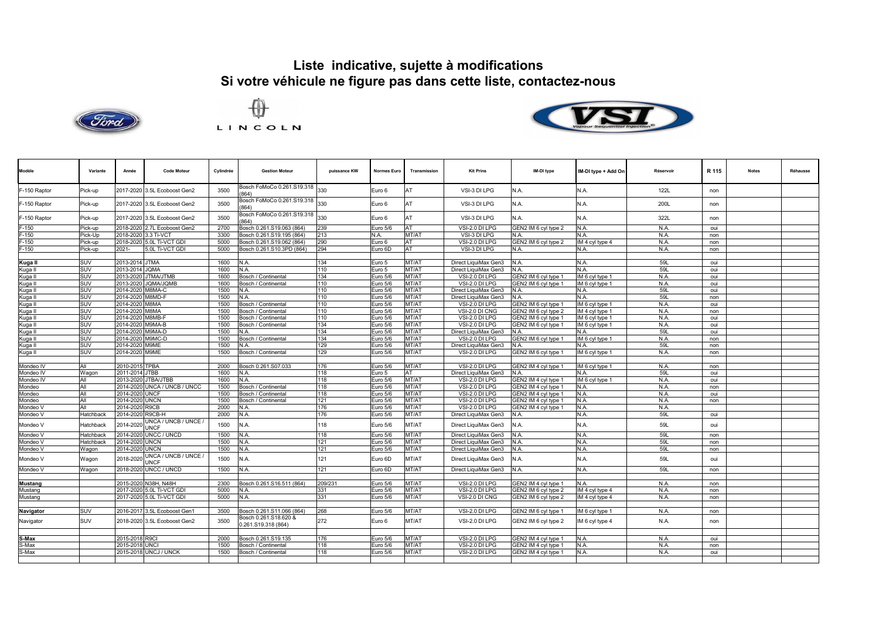# Liste indicative, sujette à modifications
# Si votre véhicule ne figure pas dans cette liste, contactez-nous

| Modèle | Variante | Année | Code Moteur | Cylindrée | Gestion Moteur | puissance KW | Normes Euro | Transmission | Kit Prins | IM-DI type | IM-DI type + Add On | Réservoir | R 115 | Notes | Réhausse |
|---|---|---|---|---|---|---|---|---|---|---|---|---|---|---|---|
| F-150 Raptor | Pick-up | 2017-2020 | 3.5L Ecoboost Gen2 | 3500 | Bosch FoMoCo 0.261.S19.318 (864) | 330 | Euro 6 | AT | VSI-3 DI LPG | N.A. | N.A. | 122L | non | | |
| F-150 Raptor | Pick-up | 2017-2020 | 3.5L Ecoboost Gen2 | 3500 | Bosch FoMoCo 0.261.S19.318 (864) | 330 | Euro 6 | AT | VSI-3 DI LPG | N.A. | N.A. | 200L | non | | |
| F-150 Raptor | Pick-up | 2017-2020 | 3.5L Ecoboost Gen2 | 3500 | Bosch FoMoCo 0.261.S19.318 (864) | 330 | Euro 6 | AT | VSI-3 DI LPG | N.A. | N.A. | 322L | non | | |
| F-150 | Pick-up | 2018-2020 | 2.7L Ecoboost Gen2 | 2700 | Bosch 0.261.S19.063 (864) | 239 | Euro 5/6 | AT | VSI-2.0 DI LPG | GEN2 IM 6 cyl type 2 | N.A. | N.A. | oui | | |
| F-150 | Pick-Up | 2018-2020 | 3.3 Ti-VCT | 3300 | Bosch 0.261.S19.195 (864) | 213 | N.A. | MT/AT | VSI-3 DI LPG | N.A. | N.A. | N.A. | non | | |
| F-150 | Pick-up | 2018-2020 | 5.0L Ti-VCT GDI | 5000 | Bosch 0.261.S19.062 (864) | 290 | Euro 6 | AT | VSI-2.0 DI LPG | GEN2 IM 6 cyl type 2 | IM 4 cyl type 4 | N.A. | non | | |
| F-150 | Pick-up | 2021- | 5.0L Ti-VCT GDI | 5000 | Bosch 0.261.S10.3PD (864) | 294 | Euro 6D | AT | VSI-3 DI LPG | N.A. | N.A. | N.A. | non | | |
| | | | | | | | | | | | | | | | |
| **Kuga II** | SUV | 2013-2014 | JTMA | 1600 | N.A. | 134 | Euro 5 | MT/AT | Direct LiquiMax Gen3 | N.A. | N.A. | 59L | oui | | |
| Kuga II | SUV | 2013-2014 | JQMA | 1600 | N.A. | 110 | Euro 5 | MT/AT | Direct LiquiMax Gen3 | N.A. | N.A. | 59L | oui | | |
| Kuga II | SUV | 2013-2020 | JTMA/JTMB | 1600 | Bosch / Continental | 134 | Euro 5/6 | MT/AT | VSI-2.0 DI LPG | GEN2 IM 6 cyl type 1 | IM 6 cyl type 1 | N.A. | oui | | |
| Kuga II | SUV | 2013-2020 | JQMA/JQMB | 1600 | Bosch / Continental | 110 | Euro 5/6 | MT/AT | VSI-2.0 DI LPG | GEN2 IM 6 cyl type 1 | IM 6 cyl type 1 | N.A. | oui | | |
| Kuga II | SUV | 2014-2020 | M8MA-C | 1500 | N.A. | 110 | Euro 5/6 | MT/AT | Direct LiquiMax Gen3 | N.A. | N.A. | 59L | oui | | |
| Kuga II | SUV | 2014-2020 | M8MD-F | 1500 | N.A. | 110 | Euro 5/6 | MT/AT | Direct LiquiMax Gen3 | N.A. | N.A. | 59L | non | | |
| Kuga II | SUV | 2014-2020 | M8MA | 1500 | Bosch / Continental | 110 | Euro 5/6 | MT/AT | VSI-2.0 DI LPG | GEN2 IM 6 cyl type 1 | IM 6 cyl type 1 | N.A. | oui | | |
| Kuga II | SUV | 2014-2020 | M8MA | 1500 | Bosch / Continental | 110 | Euro 5/6 | MT/AT | VSI-2.0 DI CNG | GEN2 IM 6 cyl type 2 | IM 4 cyl type 1 | N.A. | non | | |
| Kuga II | SUV | 2014-2020 | M8MB-F | 1500 | Bosch / Continental | 110 | Euro 5/6 | MT/AT | VSI-2.0 DI LPG | GEN2 IM 6 cyl type 1 | IM 6 cyl type 1 | N.A. | oui | | |
| Kuga II | SUV | 2014-2020 | M9MA-B | 1500 | Bosch / Continental | 134 | Euro 5/6 | MT/AT | VSI-2.0 DI LPG | GEN2 IM 6 cyl type 1 | IM 6 cyl type 1 | N.A. | oui | | |
| Kuga II | SUV | 2014-2020 | M9MA-D | 1500 | N.A. | 134 | Euro 5/6 | MT/AT | Direct LiquiMax Gen3 | N.A. | N.A. | 59L | oui | | |
| Kuga II | SUV | 2014-2020 | M9MC-D | 1500 | Bosch / Continental | 134 | Euro 5/6 | MT/AT | VSI-2.0 DI LPG | GEN2 IM 6 cyl type 1 | IM 6 cyl type 1 | N.A. | non | | |
| Kuga II | SUV | 2014-2020 | M9ME | 1500 | N.A. | 129 | Euro 5/6 | MT/AT | Direct LiquiMax Gen3 | N.A. | N.A. | 59L | non | | |
| Kuga II | SUV | 2014-2020 | M9ME | 1500 | Bosch / Continental | 129 | Euro 5/6 | MT/AT | VSI-2.0 DI LPG | GEN2 IM 6 cyl type 1 | IM 6 cyl type 1 | N.A. | non | | |
| | | | | | | | | | | | | | | | |
| Mondeo IV | All | 2010-2015 | TPBA | 2000 | Bosch 0.261.S07.033 | 176 | Euro 5/6 | MT/AT | VSI-2.0 DI LPG | GEN2 IM 4 cyl type 1 | IM 6 cyl type 1 | N.A. | non | | |
| Mondeo IV | Wagon | 2011-2014 | JTBB | 1600 | N.A. | 118 | Euro 5 | AT | Direct LiquiMax Gen3 | N.A. | N.A. | 59L | oui | | |
| Mondeo IV | All | 2013-2020 | JTBA/JTBB | 1600 | N.A. | 118 | Euro 5/6 | MT/AT | VSI-2.0 DI LPG | GEN2 IM 4 cyl type 1 | IM 6 cyl type 1 | N.A. | oui | | |
| Mondeo | All | 2014-2020 | UNCA / UNCB / UNCC | 1500 | Bosch / Continental | 118 | Euro 5/6 | MT/AT | VSI-2.0 DI LPG | GEN2 IM 4 cyl type 1 | N.A. | N.A. | non | | |
| Mondeo | All | 2014-2020 | UNCF | 1500 | Bosch / Continental | 118 | Euro 5/6 | MT/AT | VSI-2.0 DI LPG | GEN2 IM 4 cyl type 1 | N.A. | N.A. | oui | | |
| Mondeo | All | 2014-2020 | UNCN | 1500 | Bosch / Continental | 121 | Euro 5/6 | MT/AT | VSI-2.0 DI LPG | GEN2 IM 4 cyl type 1 | N.A. | N.A. | non | | |
| Mondeo V | All | 2014-2020 | R9CB | 2000 | N.A. | 176 | Euro 5/6 | MT/AT | VSI-2.0 DI LPG | GEN2 IM 4 cyl type 1 | N.A. | N.A. | | | |
| Mondeo V | Hatchback | 2014-2020 | R9CB-H | 2000 | N.A. | 176 | Euro 5/6 | MT/AT | Direct LiquiMax Gen3 | N.A. | N.A. | 59L | oui | | |
| Mondeo V | Hatchback | 2014-2020 | UNCA / UNCB / UNCE / UNCF | 1500 | N.A. | 118 | Euro 5/6 | MT/AT | Direct LiquiMax Gen3 | N.A. | N.A. | 59L | oui | | |
| Mondeo V | Hatchback | 2014-2020 | UNCC / UNCD | 1500 | N.A. | 118 | Euro 5/6 | MT/AT | Direct LiquiMax Gen3 | N.A. | N.A. | 59L | non | | |
| Mondeo V | Hatchback | 2014-2020 | UNCN | 1500 | N.A. | 121 | Euro 5/6 | MT/AT | Direct LiquiMax Gen3 | N.A. | N.A. | 59L | non | | |
| Mondeo V | Wagon | 2014-2020 | UNCN | 1500 | N.A. | 121 | Euro 5/6 | MT/AT | Direct LiquiMax Gen3 | N.A. | N.A. | 59L | non | | |
| Mondeo V | Wagon | 2018-2020 | UNCA / UNCB / UNCE / UNCF | 1500 | N.A. | 121 | Euro 6D | MT/AT | Direct LiquiMax Gen3 | N.A. | N.A. | 59L | oui | | |
| Mondeo V | Wagon | 2018-2020 | UNCC / UNCD | 1500 | N.A. | 121 | Euro 6D | MT/AT | Direct LiquiMax Gen3 | N.A. | N.A. | 59L | non | | |
| | | | | | | | | | | | | | | | |
| **Mustang** | | 2015-2020 | N38H, N48H | 2300 | Bosch 0.261.S16.511 (864) | 209/231 | Euro 5/6 | MT/AT | VSI-2.0 DI LPG | GEN2 IM 4 cyl type 1 | N.A. | N.A. | non | | |
| Mustang | | 2017-2020 | 5.0L Ti-VCT GDI | 5000 | N.A. | 331 | Euro 5/6 | MT/AT | VSI-2.0 DI LPG | GEN2 IM 6 cyl type 2 | IM 4 cyl type 4 | N.A. | non | | |
| Mustang | | 2017-2020 | 5.0L Ti-VCT GDI | 5000 | N.A. | 331 | Euro 5/6 | MT/AT | VSI-2.0 DI CNG | GEN2 IM 6 cyl type 2 | IM 4 cyl type 4 | N.A. | non | | |
| | | | | | | | | | | | | | | | |
| **Navigator** | SUV | 2016-2017 | 3.5L Ecoboost Gen1 | 3500 | Bosch 0.261.S11.066 (864) | 268 | Euro 5/6 | MT/AT | VSI-2.0 DI LPG | GEN2 IM 6 cyl type 1 | IM 6 cyl type 1 | N.A. | non | | |
| Navigator | SUV | 2018-2020 | 3.5L Ecoboost Gen2 | 3500 | Bosch 0.261.S18.620 & 0.261.S19.318 (864) | 272 | Euro 6 | MT/AT | VSI-2.0 DI LPG | GEN2 IM 6 cyl type 2 | IM 6 cyl type 4 | N.A. | non | | |
| | | | | | | | | | | | | | | | |
| **S-Max** | | 2015-2018 | R9CI | 2000 | Bosch 0.261.S19.135 | 176 | Euro 5/6 | MT/AT | VSI-2.0 DI LPG | GEN2 IM 4 cyl type 1 | N.A. | N.A. | oui | | |
| S-Max | | 2015-2018 | UNCI | 1500 | Bosch / Continental | 118 | Euro 5/6 | MT/AT | VSI-2.0 DI LPG | GEN2 IM 4 cyl type 1 | N.A. | N.A. | non | | |
| S-Max | | 2015-2018 | UNCJ / UNCK | 1500 | Bosch / Continental | 118 | Euro 5/6 | MT/AT | VSI-2.0 DI LPG | GEN2 IM 4 cyl type 1 | N.A. | N.A. | oui | | |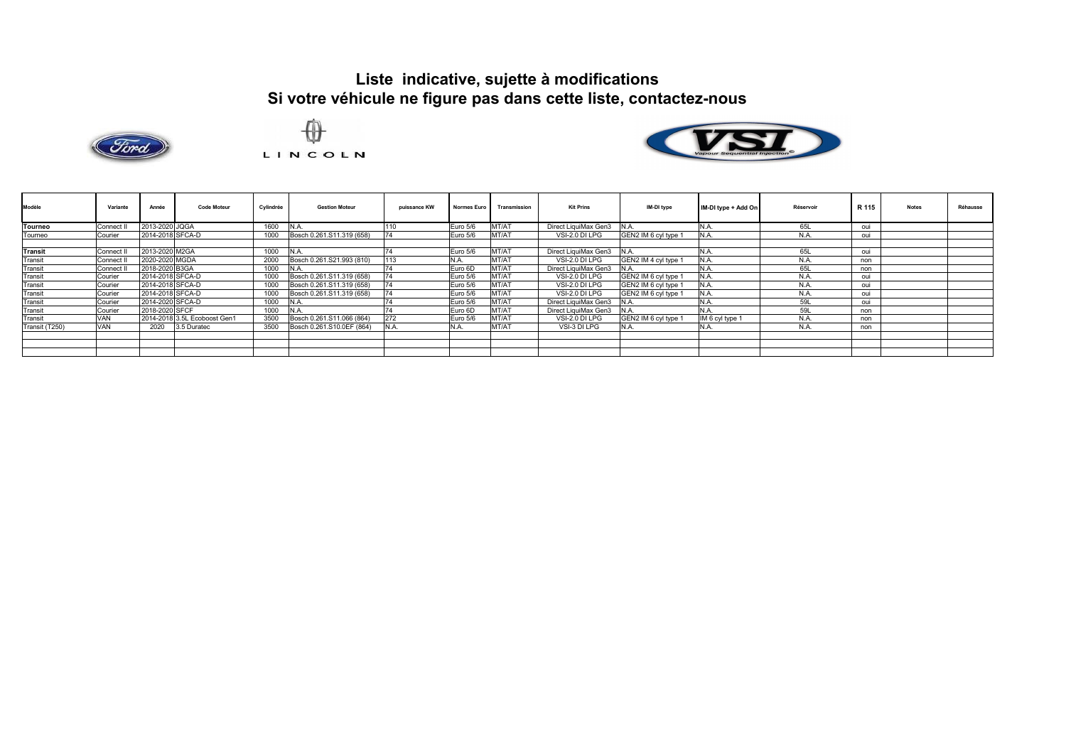# Liste indicative, sujette à modifications
# Si votre véhicule ne figure pas dans cette liste, contactez-nous

| Modèle | Variante | Année | Code Moteur | Cylindrée | Gestion Moteur | puissance KW | Normes Euro | Transmission | Kit Prins | IM-DI type | IM-DI type + Add On | Réservoir | R 115 | Notes | Réhausse |
|---|---|---|---|---|---|---|---|---|---|---|---|---|---|---|---|
| **Tourneo** | Connect II | 2013-2020 | JQGA | 1600 | N.A. | 110 | Euro 5/6 | MT/AT | Direct LiquiMax Gen3 | N.A. | N.A. | 65L | oui | | |
| Tourneo | Courier | 2014-2018 | SFCA-D | 1000 | Bosch 0.261.S11.319 (658) | 74 | Euro 5/6 | MT/AT | VSI-2.0 DI LPG | GEN2 IM 6 cyl type 1 | N.A. | N.A. | oui | | |
| | | | | | | | | | | | | | | | |
| **Transit** | Connect II | 2013-2020 | M2GA | 1000 | N.A. | 74 | Euro 5/6 | MT/AT | Direct LiquiMax Gen3 | N.A. | N.A. | 65L | oui | | |
| Transit | Connect II | 2020-2020 | MGDA | 2000 | Bosch 0.261.S21.993 (810) | 113 | N.A. | MT/AT | VSI-2.0 DI LPG | GEN2 IM 4 cyl type 1 | N.A. | N.A. | non | | |
| Transit | Connect II | 2018-2020 | B3GA | 1000 | N.A. | 74 | Euro 6D | MT/AT | Direct LiquiMax Gen3 | N.A. | N.A. | 65L | non | | |
| Transit | Courier | 2014-2018 | SFCA-D | 1000 | Bosch 0.261.S11.319 (658) | 74 | Euro 5/6 | MT/AT | VSI-2.0 DI LPG | GEN2 IM 6 cyl type 1 | N.A. | N.A. | oui | | |
| Transit | Courier | 2014-2018 | SFCA-D | 1000 | Bosch 0.261.S11.319 (658) | 74 | Euro 5/6 | MT/AT | VSI-2.0 DI LPG | GEN2 IM 6 cyl type 1 | N.A. | N.A. | oui | | |
| Transit | Courier | 2014-2018 | SFCA-D | 1000 | Bosch 0.261.S11.319 (658) | 74 | Euro 5/6 | MT/AT | VSI-2.0 DI LPG | GEN2 IM 6 cyl type 1 | N.A. | N.A. | oui | | |
| Transit | Courier | 2014-2020 | SFCA-D | 1000 | N.A. | 74 | Euro 5/6 | MT/AT | Direct LiquiMax Gen3 | N.A. | N.A. | 59L | oui | | |
| Transit | Courier | 2018-2020 | SFCF | 1000 | N.A. | 74 | Euro 6D | MT/AT | Direct LiquiMax Gen3 | N.A. | N.A. | 59L | non | | |
| Transit | VAN | 2014-2018 | 3.5L Ecoboost Gen1 | 3500 | Bosch 0.261.S11.066 (864) | 272 | Euro 5/6 | MT/AT | VSI-2.0 DI LPG | GEN2 IM 6 cyl type 1 | IM 6 cyl type 1 | N.A. | non | | |
| Transit (T250) | VAN | 2020 | 3.5 Duratec | 3500 | Bosch 0.261.S10.0EF (864) | N.A. | N.A. | MT/AT | VSI-3 DI LPG | N.A. | N.A. | N.A. | non | | |